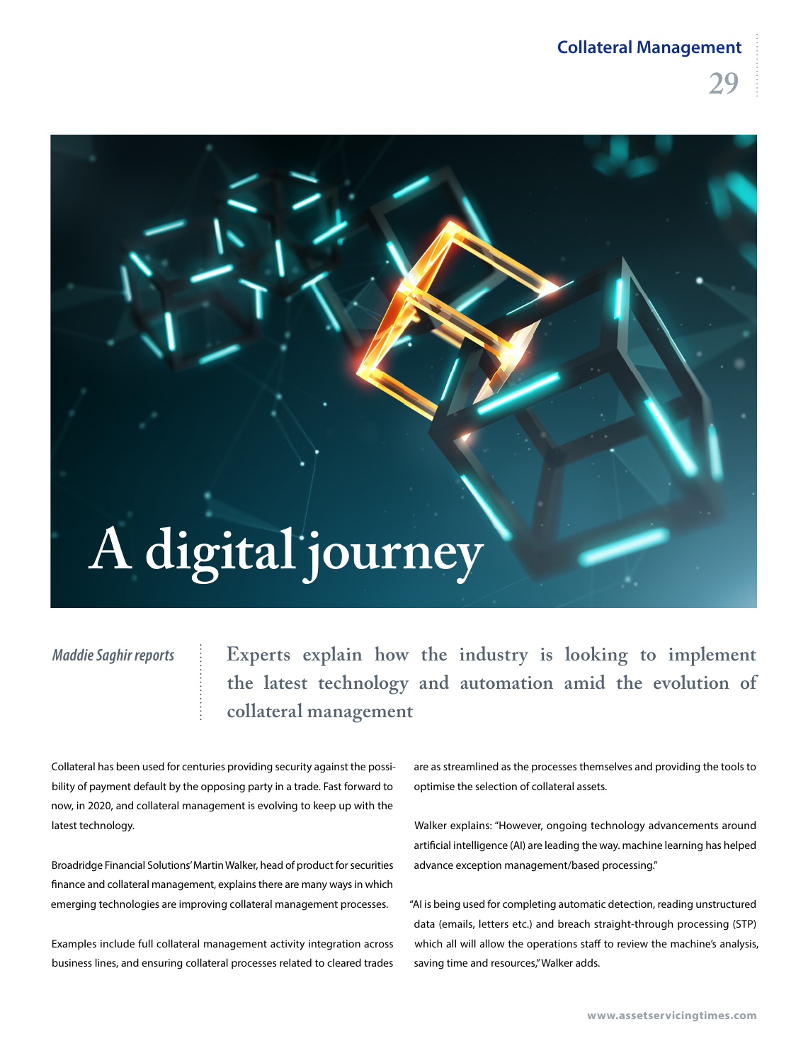# A digital journey

*Maddie Saghir reports*

**Experts explain how the industry is looking to implement the latest technology and automation amid the evolution of collateral management**

Collateral has been used for centuries providing security against the possibility of payment default by the opposing party in a trade. Fast forward to now, in 2020, and collateral management is evolving to keep up with the latest technology.

Broadridge Financial Solutions' Martin Walker, head of product for securities finance and collateral management, explains there are many ways in which emerging technologies are improving collateral management processes.

Examples include full collateral management activity integration across business lines, and ensuring collateral processes related to cleared trades are as streamlined as the processes themselves and providing the tools to optimise the selection of collateral assets.

Walker explains: "However, ongoing technology advancements around artificial intelligence (AI) are leading the way. machine learning has helped advance exception management/based processing."

"AI is being used for completing automatic detection, reading unstructured data (emails, letters etc.) and breach straight-through processing (STP) which all will allow the operations staff to review the machine's analysis, saving time and resources," Walker adds.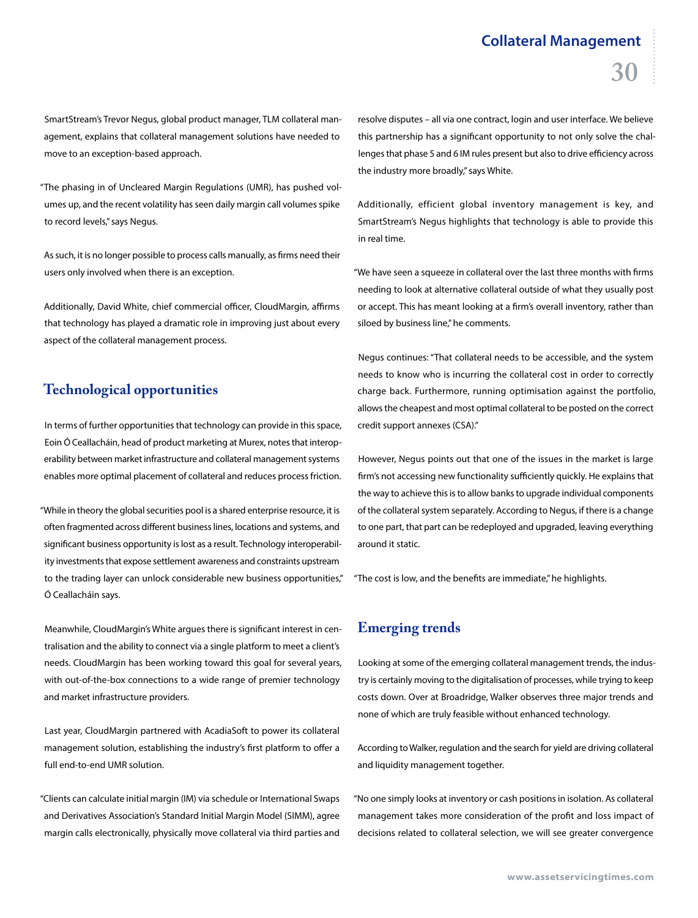SmartStream's Trevor Negus, global product manager, TLM collateral management, explains that collateral management solutions have needed to move to an exception-based approach.

"The phasing in of Uncleared Margin Regulations (UMR), has pushed volumes up, and the recent volatility has seen daily margin call volumes spike to record levels," says Negus.

As such, it is no longer possible to process calls manually, as firms need their users only involved when there is an exception.

Additionally, David White, chief commercial officer, CloudMargin, affirms that technology has played a dramatic role in improving just about every aspect of the collateral management process.

## Technological opportunities

In terms of further opportunities that technology can provide in this space, Eoin Ó Ceallacháin, head of product marketing at Murex, notes that interoperability between market infrastructure and collateral management systems enables more optimal placement of collateral and reduces process friction.

"While in theory the global securities pool is a shared enterprise resource, it is often fragmented across different business lines, locations and systems, and significant business opportunity is lost as a result. Technology interoperability investments that expose settlement awareness and constraints upstream to the trading layer can unlock considerable new business opportunities," Ó Ceallacháin says.

Meanwhile, CloudMargin's White argues there is significant interest in centralisation and the ability to connect via a single platform to meet a client's needs. CloudMargin has been working toward this goal for several years, with out-of-the-box connections to a wide range of premier technology and market infrastructure providers.

Last year, CloudMargin partnered with AcadiaSoft to power its collateral management solution, establishing the industry's first platform to offer a full end-to-end UMR solution.

"Clients can calculate initial margin (IM) via schedule or International Swaps and Derivatives Association's Standard Initial Margin Model (SIMM), agree margin calls electronically, physically move collateral via third parties and resolve disputes – all via one contract, login and user interface. We believe this partnership has a significant opportunity to not only solve the challenges that phase 5 and 6 IM rules present but also to drive efficiency across the industry more broadly," says White.

Additionally, efficient global inventory management is key, and SmartStream's Negus highlights that technology is able to provide this in real time.

"We have seen a squeeze in collateral over the last three months with firms needing to look at alternative collateral outside of what they usually post or accept. This has meant looking at a firm's overall inventory, rather than siloed by business line," he comments.

Negus continues: "That collateral needs to be accessible, and the system needs to know who is incurring the collateral cost in order to correctly charge back. Furthermore, running optimisation against the portfolio, allows the cheapest and most optimal collateral to be posted on the correct credit support annexes (CSA)."

However, Negus points out that one of the issues in the market is large firm's not accessing new functionality sufficiently quickly. He explains that the way to achieve this is to allow banks to upgrade individual components of the collateral system separately. According to Negus, if there is a change to one part, that part can be redeployed and upgraded, leaving everything around it static.

"The cost is low, and the benefits are immediate," he highlights.

## Emerging trends

Looking at some of the emerging collateral management trends, the industry is certainly moving to the digitalisation of processes, while trying to keep costs down. Over at Broadridge, Walker observes three major trends and none of which are truly feasible without enhanced technology.

According to Walker, regulation and the search for yield are driving collateral and liquidity management together.

"No one simply looks at inventory or cash positions in isolation. As collateral management takes more consideration of the profit and loss impact of decisions related to collateral selection, we will see greater convergence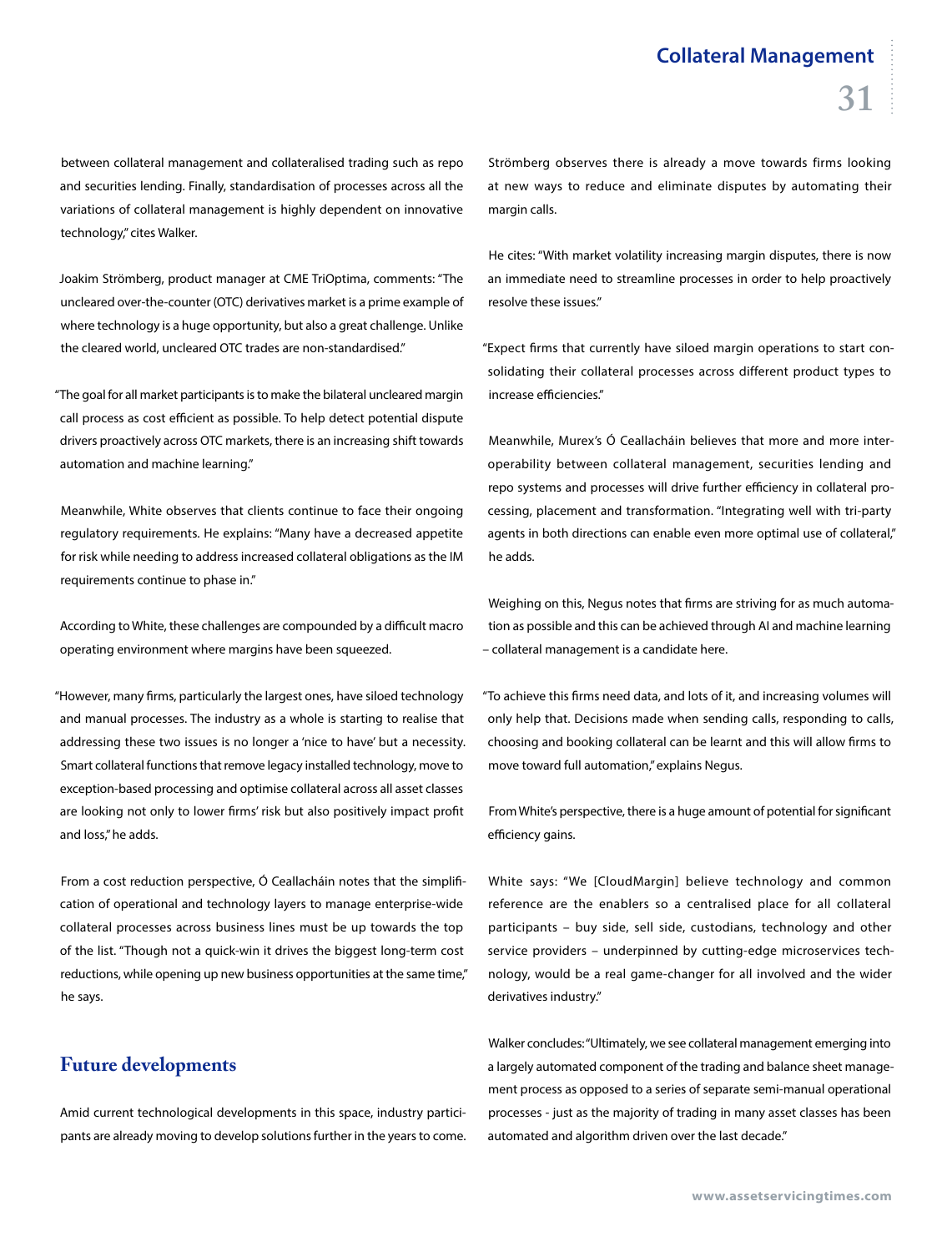between collateral management and collateralised trading such as repo and securities lending. Finally, standardisation of processes across all the variations of collateral management is highly dependent on innovative technology," cites Walker.

Joakim Strömberg, product manager at CME TriOptima, comments: "The uncleared over-the-counter (OTC) derivatives market is a prime example of where technology is a huge opportunity, but also a great challenge. Unlike the cleared world, uncleared OTC trades are non-standardised."

"The goal for all market participants is to make the bilateral uncleared margin call process as cost efficient as possible. To help detect potential dispute drivers proactively across OTC markets, there is an increasing shift towards automation and machine learning."

Meanwhile, White observes that clients continue to face their ongoing regulatory requirements. He explains: "Many have a decreased appetite for risk while needing to address increased collateral obligations as the IM requirements continue to phase in."

According to White, these challenges are compounded by a difficult macro operating environment where margins have been squeezed.

"However, many firms, particularly the largest ones, have siloed technology and manual processes. The industry as a whole is starting to realise that addressing these two issues is no longer a 'nice to have' but a necessity. Smart collateral functions that remove legacy installed technology, move to exception-based processing and optimise collateral across all asset classes are looking not only to lower firms' risk but also positively impact profit and loss," he adds.

From a cost reduction perspective, Ó Ceallacháin notes that the simplification of operational and technology layers to manage enterprise-wide collateral processes across business lines must be up towards the top of the list. "Though not a quick-win it drives the biggest long-term cost reductions, while opening up new business opportunities at the same time," he says.

## Future developments

Amid current technological developments in this space, industry participants are already moving to develop solutions further in the years to come.

Strömberg observes there is already a move towards firms looking at new ways to reduce and eliminate disputes by automating their margin calls.

He cites: "With market volatility increasing margin disputes, there is now an immediate need to streamline processes in order to help proactively resolve these issues."

"Expect firms that currently have siloed margin operations to start consolidating their collateral processes across different product types to increase efficiencies."

Meanwhile, Murex's Ó Ceallacháin believes that more and more interoperability between collateral management, securities lending and repo systems and processes will drive further efficiency in collateral processing, placement and transformation. "Integrating well with tri-party agents in both directions can enable even more optimal use of collateral," he adds.

Weighing on this, Negus notes that firms are striving for as much automation as possible and this can be achieved through AI and machine learning – collateral management is a candidate here.

"To achieve this firms need data, and lots of it, and increasing volumes will only help that. Decisions made when sending calls, responding to calls, choosing and booking collateral can be learnt and this will allow firms to move toward full automation," explains Negus.

From White's perspective, there is a huge amount of potential for significant efficiency gains.

White says: "We [CloudMargin] believe technology and common reference are the enablers so a centralised place for all collateral participants – buy side, sell side, custodians, technology and other service providers – underpinned by cutting-edge microservices technology, would be a real game-changer for all involved and the wider derivatives industry."

Walker concludes: "Ultimately, we see collateral management emerging into a largely automated component of the trading and balance sheet management process as opposed to a series of separate semi-manual operational processes - just as the majority of trading in many asset classes has been automated and algorithm driven over the last decade."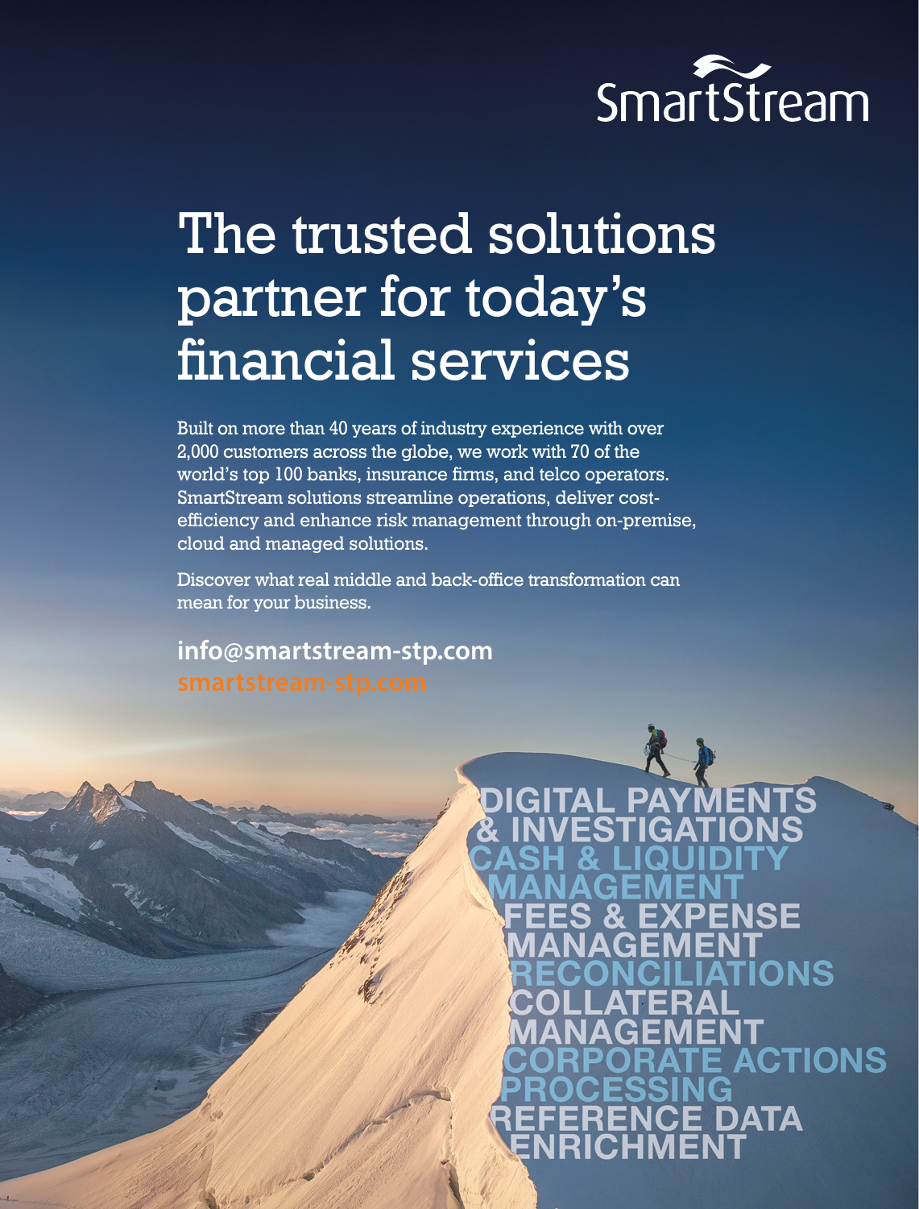SmartStream

# The trusted solutions partner for today's financial services

Built on more than 40 years of industry experience with over 2,000 customers across the globe, we work with 70 of the world's top 100 banks, insurance firms, and telco operators. SmartStream solutions streamline operations, deliver cost-efficiency and enhance risk management through on-premise, cloud and managed solutions.

Discover what real middle and back-office transformation can mean for your business.

**info@smartstream-stp.com**
**smartstream-stp.com**

DIGITAL PAYMENTS & INVESTIGATIONS
CASH & LIQUIDITY MANAGEMENT
FEES & EXPENSE MANAGEMENT
RECONCILIATIONS
COLLATERAL MANAGEMENT
CORPORATE ACTIONS PROCESSING
REFERENCE DATA ENRICHMENT